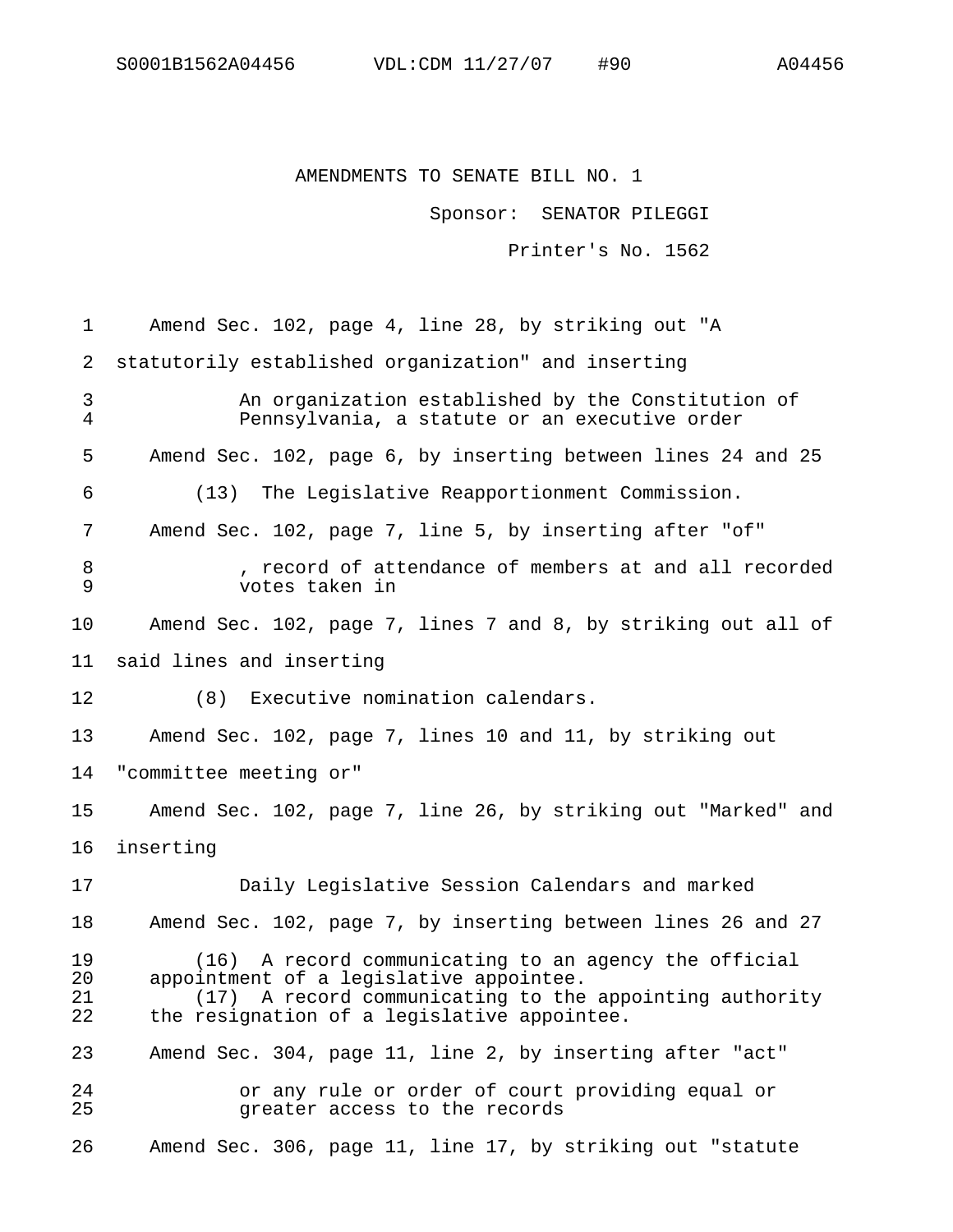S0001B1562A04456 VDL:CDM 11/27/07 #90 A04456

AMENDMENTS TO SENATE BILL NO. 1

Sponsor: SENATOR PILEGGI

Printer's No. 1562

1 Amend Sec. 102, page 4, line 28, by striking out "A
2 statutorily established organization" and inserting
3 An organization established by the Constitution of
4 Pennsylvania, a statute or an executive order
5 Amend Sec. 102, page 6, by inserting between lines 24 and 25
6 (13) The Legislative Reapportionment Commission.
7 Amend Sec. 102, page 7, line 5, by inserting after "of"
8 , record of attendance of members at and all recorded
9 votes taken in
10 Amend Sec. 102, page 7, lines 7 and 8, by striking out all of
11 said lines and inserting
12 (8) Executive nomination calendars.
13 Amend Sec. 102, page 7, lines 10 and 11, by striking out
14 "committee meeting or"
15 Amend Sec. 102, page 7, line 26, by striking out "Marked" and
16 inserting
17 Daily Legislative Session Calendars and marked
18 Amend Sec. 102, page 7, by inserting between lines 26 and 27
19 (16) A record communicating to an agency the official
20 appointment of a legislative appointee.
21 (17) A record communicating to the appointing authority
22 the resignation of a legislative appointee.
23 Amend Sec. 304, page 11, line 2, by inserting after "act"
24 or any rule or order of court providing equal or
25 greater access to the records
26 Amend Sec. 306, page 11, line 17, by striking out "statute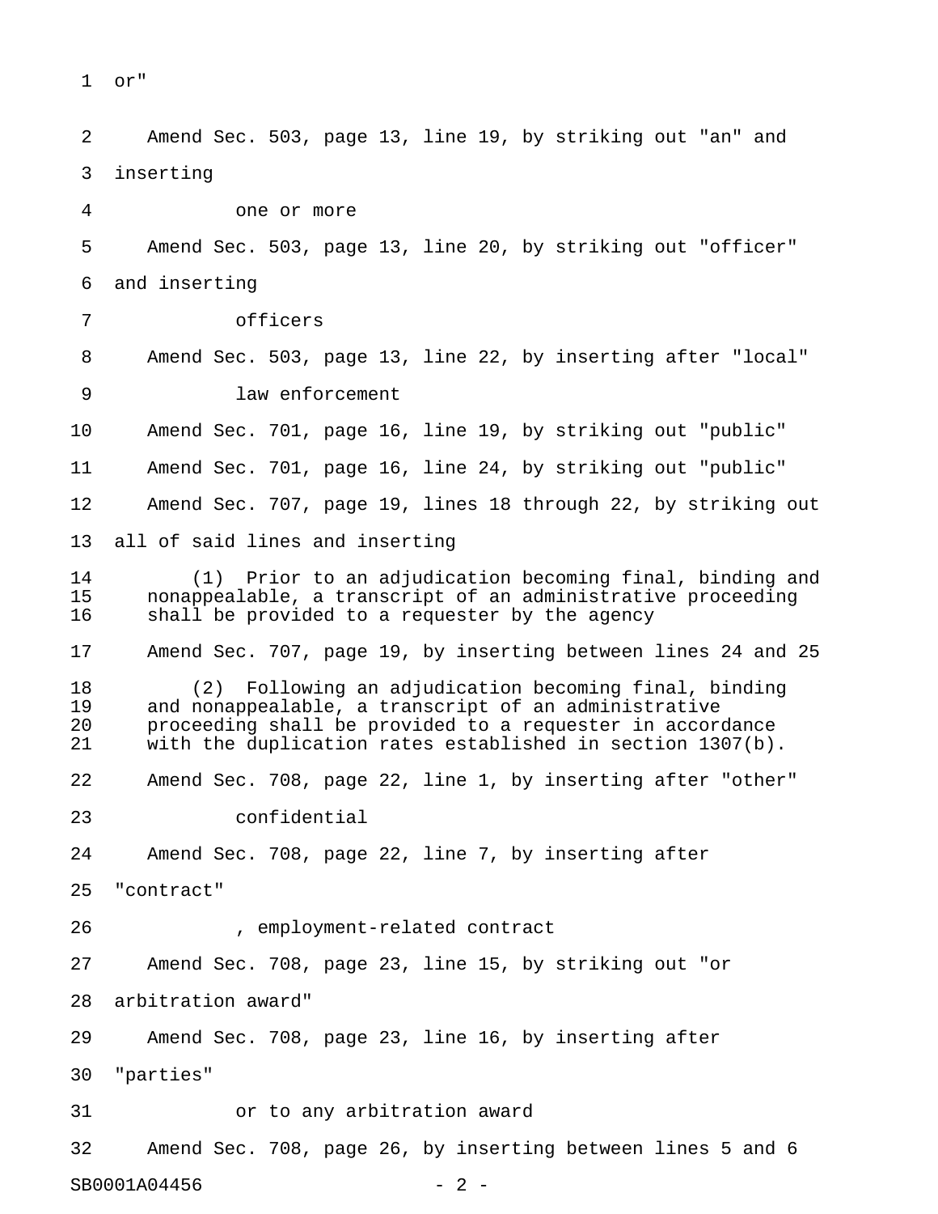or"

Amend Sec. 503, page 13, line 19, by striking out "an" and inserting

one or more

Amend Sec. 503, page 13, line 20, by striking out "officer" and inserting

officers

Amend Sec. 503, page 13, line 22, by inserting after "local"

law enforcement

Amend Sec. 701, page 16, line 19, by striking out "public"

Amend Sec. 701, page 16, line 24, by striking out "public"

Amend Sec. 707, page 19, lines 18 through 22, by striking out all of said lines and inserting

(1) Prior to an adjudication becoming final, binding and nonappealable, a transcript of an administrative proceeding shall be provided to a requester by the agency

Amend Sec. 707, page 19, by inserting between lines 24 and 25

(2) Following an adjudication becoming final, binding and nonappealable, a transcript of an administrative proceeding shall be provided to a requester in accordance with the duplication rates established in section 1307(b).

Amend Sec. 708, page 22, line 1, by inserting after "other"

confidential

Amend Sec. 708, page 22, line 7, by inserting after "contract"

, employment-related contract

Amend Sec. 708, page 23, line 15, by striking out "or arbitration award"

Amend Sec. 708, page 23, line 16, by inserting after "parties"

or to any arbitration award

Amend Sec. 708, page 26, by inserting between lines 5 and 6

SB0001A04456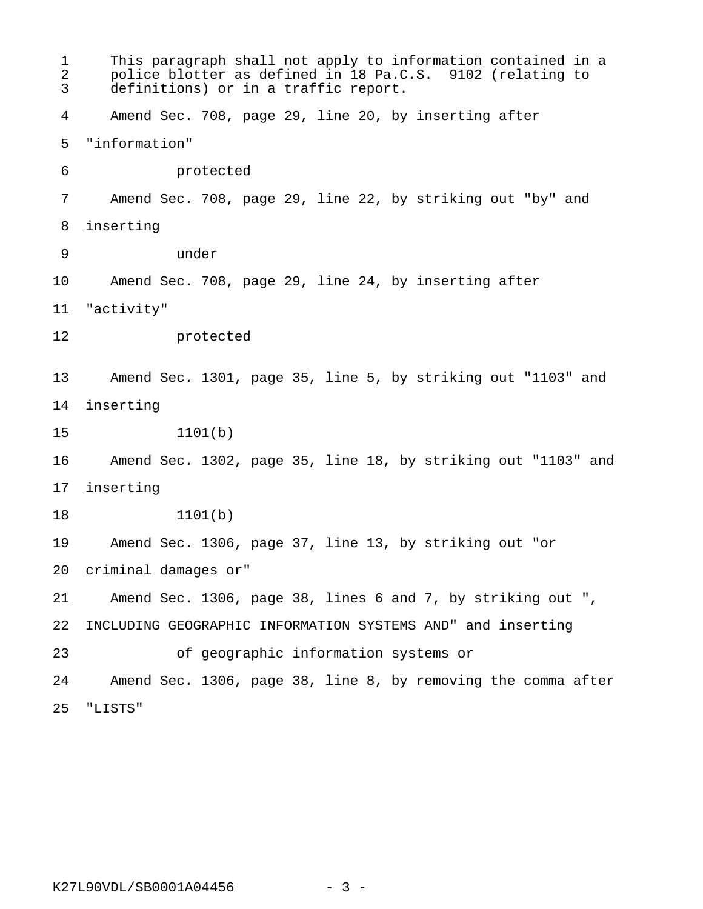This paragraph shall not apply to information contained in a police blotter as defined in 18 Pa.C.S. 9102 (relating to definitions) or in a traffic report.

Amend Sec. 708, page 29, line 20, by inserting after "information"

protected

Amend Sec. 708, page 29, line 22, by striking out "by" and inserting

under

Amend Sec. 708, page 29, line 24, by inserting after "activity"

protected

Amend Sec. 1301, page 35, line 5, by striking out "1103" and inserting

1101(b)

Amend Sec. 1302, page 35, line 18, by striking out "1103" and inserting

1101(b)

Amend Sec. 1306, page 37, line 13, by striking out "or criminal damages or"

Amend Sec. 1306, page 38, lines 6 and 7, by striking out ", INCLUDING GEOGRAPHIC INFORMATION SYSTEMS AND" and inserting

of geographic information systems or

Amend Sec. 1306, page 38, line 8, by removing the comma after "LISTS"

K27L90VDL/SB0001A04456